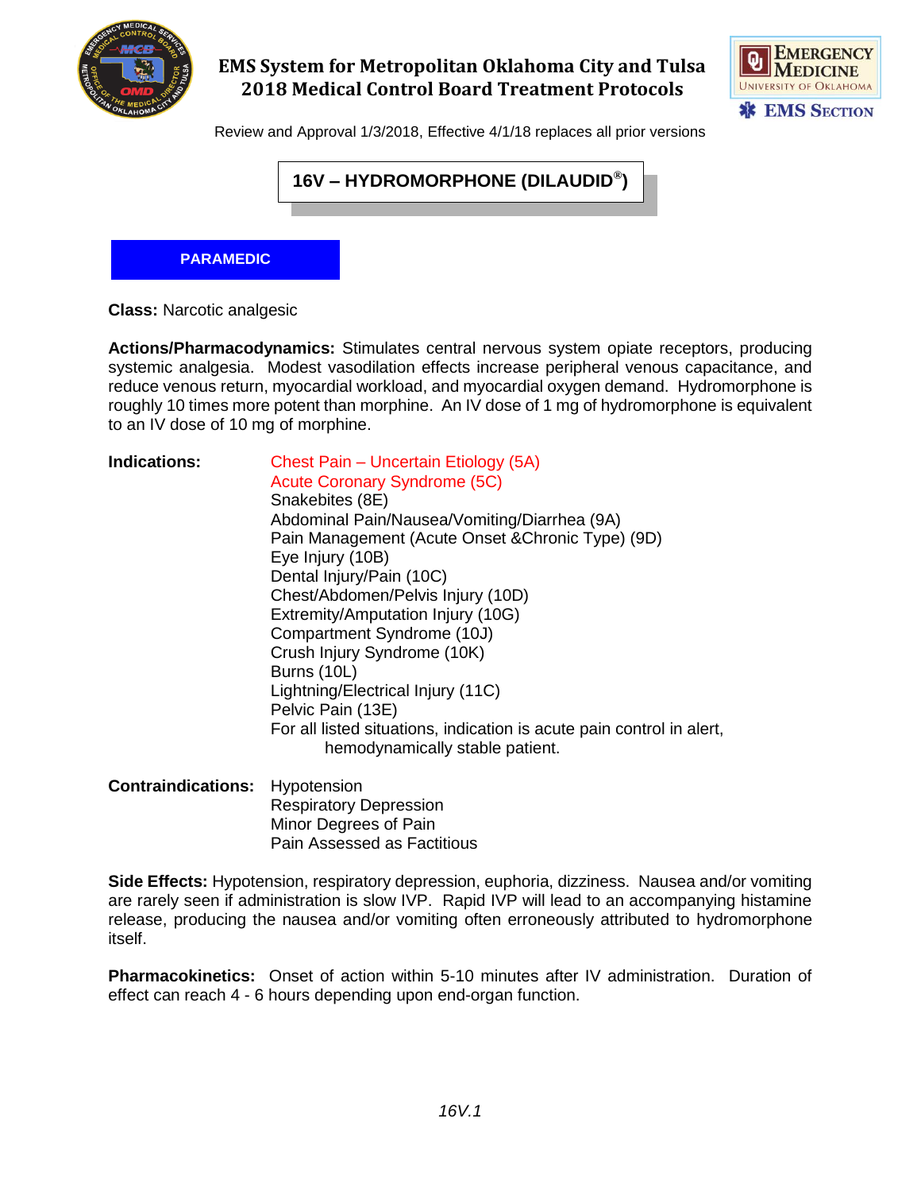# EMS System for Metropolitan Oklahoma City and Tulsa
# 2018 Medical Control Board Treatment Protocols

Review and Approval 1/3/2018, Effective 4/1/18 replaces all prior versions

## 16V – HYDROMORPHONE (DILAUDID®)

**PARAMEDIC**

**Class:** Narcotic analgesic

**Actions/Pharmacodynamics:** Stimulates central nervous system opiate receptors, producing systemic analgesia. Modest vasodilation effects increase peripheral venous capacitance, and reduce venous return, myocardial workload, and myocardial oxygen demand. Hydromorphone is roughly 10 times more potent than morphine. An IV dose of 1 mg of hydromorphone is equivalent to an IV dose of 10 mg of morphine.

**Indications:**

- Chest Pain – Uncertain Etiology (5A)
- Acute Coronary Syndrome (5C)
- Snakebites (8E)
- Abdominal Pain/Nausea/Vomiting/Diarrhea (9A)
- Pain Management (Acute Onset &Chronic Type) (9D)
- Eye Injury (10B)
- Dental Injury/Pain (10C)
- Chest/Abdomen/Pelvis Injury (10D)
- Extremity/Amputation Injury (10G)
- Compartment Syndrome (10J)
- Crush Injury Syndrome (10K)
- Burns (10L)
- Lightning/Electrical Injury (11C)
- Pelvic Pain (13E)

For all listed situations, indication is acute pain control in alert, hemodynamically stable patient.

**Contraindications:**

- Hypotension
- Respiratory Depression
- Minor Degrees of Pain
- Pain Assessed as Factitious

**Side Effects:** Hypotension, respiratory depression, euphoria, dizziness. Nausea and/or vomiting are rarely seen if administration is slow IVP. Rapid IVP will lead to an accompanying histamine release, producing the nausea and/or vomiting often erroneously attributed to hydromorphone itself.

**Pharmacokinetics:** Onset of action within 5-10 minutes after IV administration. Duration of effect can reach 4 - 6 hours depending upon end-organ function.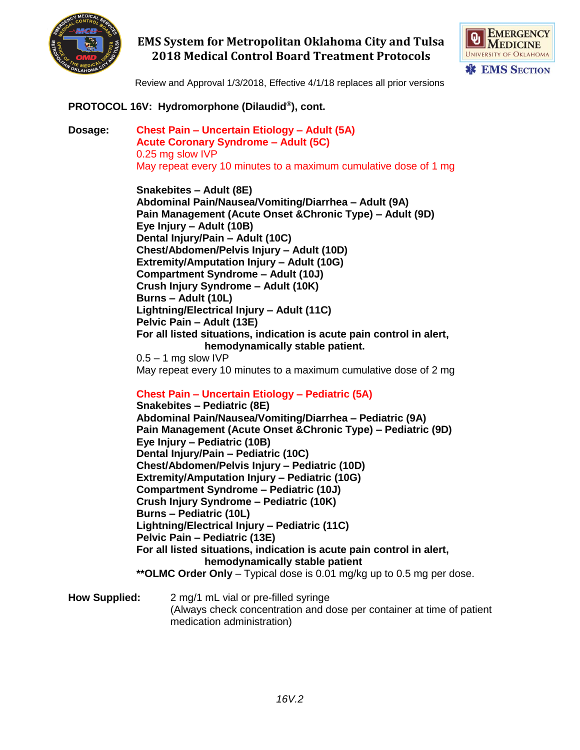**PROTOCOL 16V: Hydromorphone (Dilaudid®), cont.**

**Dosage:**

**Chest Pain – Uncertain Etiology – Adult (5A)**
**Acute Coronary Syndrome – Adult (5C)**
0.25 mg slow IVP
May repeat every 10 minutes to a maximum cumulative dose of 1 mg

**Snakebites – Adult (8E)**
**Abdominal Pain/Nausea/Vomiting/Diarrhea – Adult (9A)**
**Pain Management (Acute Onset &Chronic Type) – Adult (9D)**
**Eye Injury – Adult (10B)**
**Dental Injury/Pain – Adult (10C)**
**Chest/Abdomen/Pelvis Injury – Adult (10D)**
**Extremity/Amputation Injury – Adult (10G)**
**Compartment Syndrome – Adult (10J)**
**Crush Injury Syndrome – Adult (10K)**
**Burns – Adult (10L)**
**Lightning/Electrical Injury – Adult (11C)**
**Pelvic Pain – Adult (13E)**
**For all listed situations, indication is acute pain control in alert, hemodynamically stable patient.**
0.5 – 1 mg slow IVP
May repeat every 10 minutes to a maximum cumulative dose of 2 mg

**Chest Pain – Uncertain Etiology – Pediatric (5A)**
**Snakebites – Pediatric (8E)**
**Abdominal Pain/Nausea/Vomiting/Diarrhea – Pediatric (9A)**
**Pain Management (Acute Onset &Chronic Type) – Pediatric (9D)**
**Eye Injury – Pediatric (10B)**
**Dental Injury/Pain – Pediatric (10C)**
**Chest/Abdomen/Pelvis Injury – Pediatric (10D)**
**Extremity/Amputation Injury – Pediatric (10G)**
**Compartment Syndrome – Pediatric (10J)**
**Crush Injury Syndrome – Pediatric (10K)**
**Burns – Pediatric (10L)**
**Lightning/Electrical Injury – Pediatric (11C)**
**Pelvic Pain – Pediatric (13E)**
**For all listed situations, indication is acute pain control in alert, hemodynamically stable patient**
**\*\*OLMC Order Only** – Typical dose is 0.01 mg/kg up to 0.5 mg per dose.

**How Supplied:** 2 mg/1 mL vial or pre-filled syringe
(Always check concentration and dose per container at time of patient medication administration)